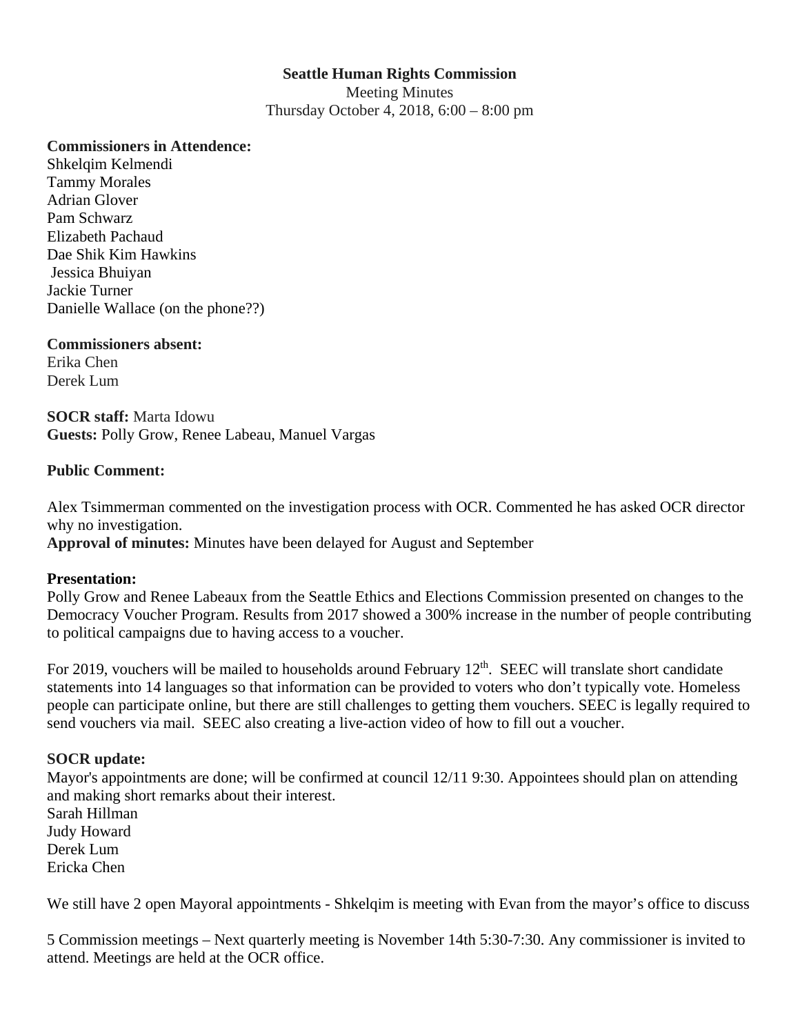**Seattle Human Rights Commission**

Meeting Minutes

Thursday October 4, 2018, 6:00 – 8:00 pm

**Commissioners in Attendence:**
Shkelqim Kelmendi
Tammy Morales
Adrian Glover
Pam Schwarz
Elizabeth Pachaud
Dae Shik Kim Hawkins
Jessica Bhuiyan
Jackie Turner
Danielle Wallace (on the phone??)

**Commissioners absent:**
Erika Chen
Derek Lum

**SOCR staff:** Marta Idowu
**Guests:** Polly Grow, Renee Labeau, Manuel Vargas

**Public Comment:**

Alex Tsimmerman commented on the investigation process with OCR. Commented he has asked OCR director why no investigation.
**Approval of minutes:** Minutes have been delayed for August and September

**Presentation:**
Polly Grow and Renee Labeaux from the Seattle Ethics and Elections Commission presented on changes to the Democracy Voucher Program. Results from 2017 showed a 300% increase in the number of people contributing to political campaigns due to having access to a voucher.

For 2019, vouchers will be mailed to households around February 12th. SEEC will translate short candidate statements into 14 languages so that information can be provided to voters who don't typically vote. Homeless people can participate online, but there are still challenges to getting them vouchers. SEEC is legally required to send vouchers via mail. SEEC also creating a live-action video of how to fill out a voucher.

**SOCR update:**
Mayor's appointments are done; will be confirmed at council 12/11 9:30. Appointees should plan on attending and making short remarks about their interest.
Sarah Hillman
Judy Howard
Derek Lum
Ericka Chen

We still have 2 open Mayoral appointments - Shkelqim is meeting with Evan from the mayor's office to discuss

5 Commission meetings – Next quarterly meeting is November 14th 5:30-7:30. Any commissioner is invited to attend. Meetings are held at the OCR office.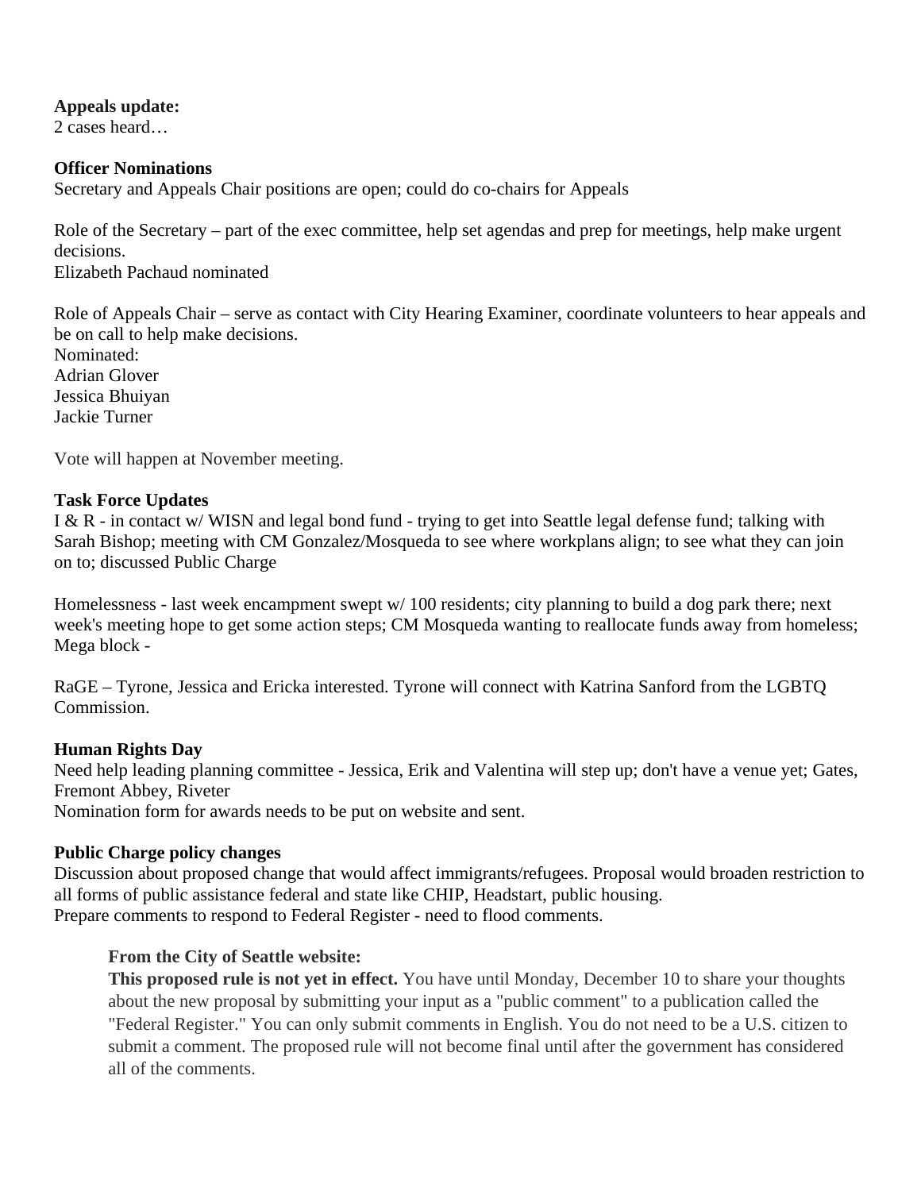**Appeals update:**
2 cases heard…

**Officer Nominations**
Secretary and Appeals Chair positions are open; could do co-chairs for Appeals

Role of the Secretary – part of the exec committee, help set agendas and prep for meetings, help make urgent decisions.
Elizabeth Pachaud nominated

Role of Appeals Chair – serve as contact with City Hearing Examiner, coordinate volunteers to hear appeals and be on call to help make decisions.
Nominated:
Adrian Glover
Jessica Bhuiyan
Jackie Turner

Vote will happen at November meeting.

**Task Force Updates**
I & R - in contact w/ WISN and legal bond fund - trying to get into Seattle legal defense fund; talking with Sarah Bishop; meeting with CM Gonzalez/Mosqueda to see where workplans align; to see what they can join on to; discussed Public Charge

Homelessness - last week encampment swept w/ 100 residents; city planning to build a dog park there; next week's meeting hope to get some action steps; CM Mosqueda wanting to reallocate funds away from homeless; Mega block -

RaGE – Tyrone, Jessica and Ericka interested. Tyrone will connect with Katrina Sanford from the LGBTQ Commission.

**Human Rights Day**
Need help leading planning committee - Jessica, Erik and Valentina will step up; don't have a venue yet; Gates, Fremont Abbey, Riveter
Nomination form for awards needs to be put on website and sent.

**Public Charge policy changes**
Discussion about proposed change that would affect immigrants/refugees. Proposal would broaden restriction to all forms of public assistance federal and state like CHIP, Headstart, public housing.
Prepare comments to respond to Federal Register - need to flood comments.

> **From the City of Seattle website:**
> **This proposed rule is not yet in effect.** You have until Monday, December 10 to share your thoughts about the new proposal by submitting your input as a "public comment" to a publication called the "Federal Register." You can only submit comments in English. You do not need to be a U.S. citizen to submit a comment. The proposed rule will not become final until after the government has considered all of the comments.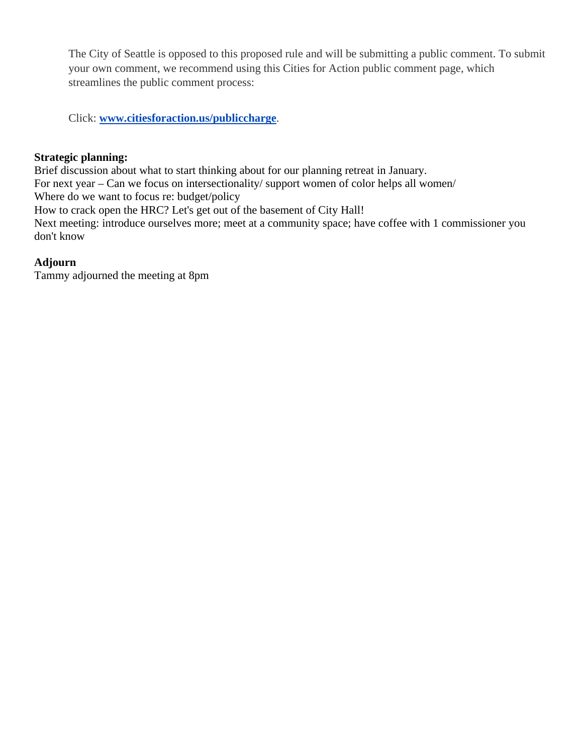The City of Seattle is opposed to this proposed rule and will be submitting a public comment. To submit your own comment, we recommend using this Cities for Action public comment page, which streamlines the public comment process:

Click: **www.citiesforaction.us/publiccharge**.

**Strategic planning:**

Brief discussion about what to start thinking about for our planning retreat in January.
For next year – Can we focus on intersectionality/ support women of color helps all women/
Where do we want to focus re: budget/policy
How to crack open the HRC? Let's get out of the basement of City Hall!
Next meeting: introduce ourselves more; meet at a community space; have coffee with 1 commissioner you don't know

**Adjourn**

Tammy adjourned the meeting at 8pm